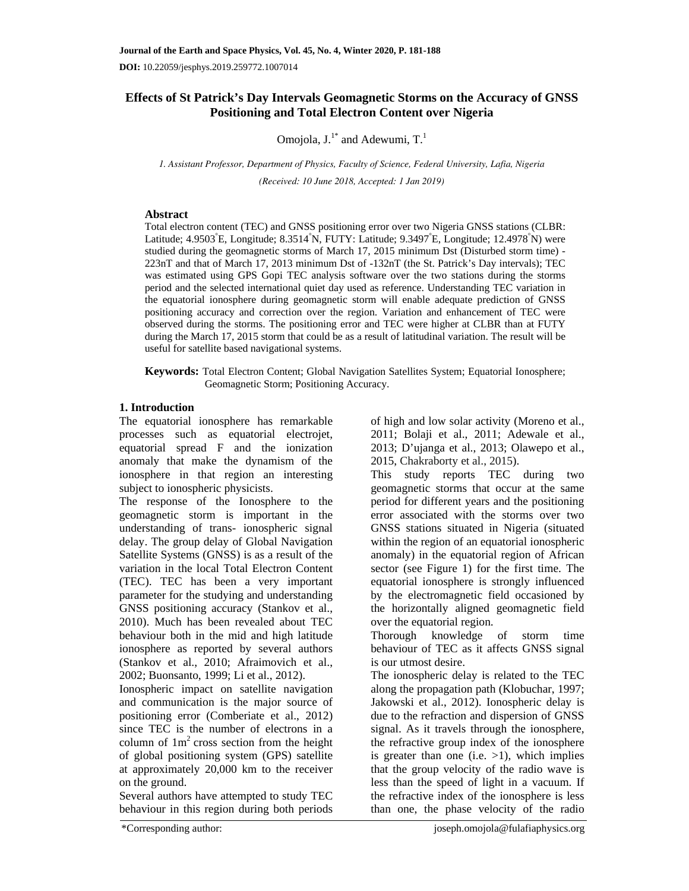# Effects of St Patrick's Day Intervals Geomagnetic Storms on the Accuracy of GNSS Positioning and Total Electron Content over Nigeria

Omojola, J.[1*] and Adewumi, T.[1]

*1. Assistant Professor, Department of Physics, Faculty of Science, Federal University, Lafia, Nigeria*

*(Received: 10 June 2018, Accepted: 1 Jan 2019)*

## Abstract

Total electron content (TEC) and GNSS positioning error over two Nigeria GNSS stations (CLBR: Latitude; 4.9503°E, Longitude; 8.3514°N, FUTY: Latitude; 9.3497°E, Longitude; 12.4978°N) were studied during the geomagnetic storms of March 17, 2015 minimum Dst (Disturbed storm time) -223nT and that of March 17, 2013 minimum Dst of -132nT (the St. Patrick's Day intervals); TEC was estimated using GPS Gopi TEC analysis software over the two stations during the storms period and the selected international quiet day used as reference. Understanding TEC variation in the equatorial ionosphere during geomagnetic storm will enable adequate prediction of GNSS positioning accuracy and correction over the region. Variation and enhancement of TEC were observed during the storms. The positioning error and TEC were higher at CLBR than at FUTY during the March 17, 2015 storm that could be as a result of latitudinal variation. The result will be useful for satellite based navigational systems.

**Keywords:** Total Electron Content; Global Navigation Satellites System; Equatorial Ionosphere; Geomagnetic Storm; Positioning Accuracy.

## 1. Introduction

The equatorial ionosphere has remarkable processes such as equatorial electrojet, equatorial spread F and the ionization anomaly that make the dynamism of the ionosphere in that region an interesting subject to ionospheric physicists.

The response of the Ionosphere to the geomagnetic storm is important in the understanding of trans- ionospheric signal delay. The group delay of Global Navigation Satellite Systems (GNSS) is as a result of the variation in the local Total Electron Content (TEC). TEC has been a very important parameter for the studying and understanding GNSS positioning accuracy (Stankov et al., 2010). Much has been revealed about TEC behaviour both in the mid and high latitude ionosphere as reported by several authors (Stankov et al., 2010; Afraimovich et al., 2002; Buonsanto, 1999; Li et al., 2012).

Ionospheric impact on satellite navigation and communication is the major source of positioning error (Comberiate et al., 2012) since TEC is the number of electrons in a column of $1m^2$ cross section from the height of global positioning system (GPS) satellite at approximately 20,000 km to the receiver on the ground.

Several authors have attempted to study TEC behaviour in this region during both periods of high and low solar activity (Moreno et al., 2011; Bolaji et al., 2011; Adewale et al., 2013; D'ujanga et al., 2013; Olawepo et al., 2015, Chakraborty et al., 2015).

This study reports TEC during two geomagnetic storms that occur at the same period for different years and the positioning error associated with the storms over two GNSS stations situated in Nigeria (situated within the region of an equatorial ionospheric anomaly) in the equatorial region of African sector (see Figure 1) for the first time. The equatorial ionosphere is strongly influenced by the electromagnetic field occasioned by the horizontally aligned geomagnetic field over the equatorial region.

Thorough knowledge of storm time behaviour of TEC as it affects GNSS signal is our utmost desire.

The ionospheric delay is related to the TEC along the propagation path (Klobuchar, 1997; Jakowski et al., 2012). Ionospheric delay is due to the refraction and dispersion of GNSS signal. As it travels through the ionosphere, the refractive group index of the ionosphere is greater than one (i.e. >1), which implies that the group velocity of the radio wave is less than the speed of light in a vacuum. If the refractive index of the ionosphere is less than one, the phase velocity of the radio

*Corresponding author: joseph.omojola@fulafiaphysics.org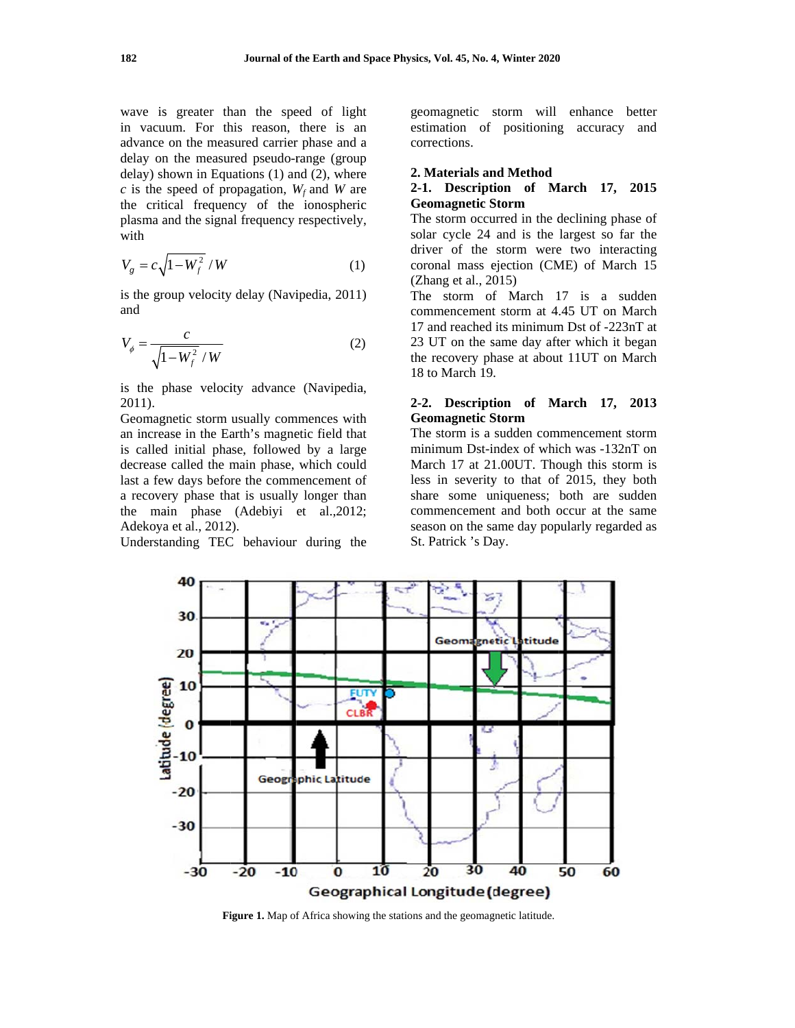wave is greater than the speed of light in vacuum. For this reason, there is an advance on the measured carrier phase and a delay on the measured pseudo-range (group delay) shown in Equations (1) and (2), where $c$ is the speed of propagation, $W_f$ and $W$ are the critical frequency of the ionospheric plasma and the signal frequency respectively, with

$$V_g = c\sqrt{1 - W_f^2 / W} \tag{1}$$

is the group velocity delay (Navipedia, 2011) and

$$V_\phi = \frac{c}{\sqrt{1 - W_f^2 / W}} \tag{2}$$

is the phase velocity advance (Navipedia, 2011).

Geomagnetic storm usually commences with an increase in the Earth's magnetic field that is called initial phase, followed by a large decrease called the main phase, which could last a few days before the commencement of a recovery phase that is usually longer than the main phase (Adebiyi et al.,2012; Adekoya et al., 2012).

Understanding TEC behaviour during the geomagnetic storm will enhance better estimation of positioning accuracy and corrections.

## 2. Materials and Method

### 2-1. Description of March 17, 2015 Geomagnetic Storm

The storm occurred in the declining phase of solar cycle 24 and is the largest so far the driver of the storm were two interacting coronal mass ejection (CME) of March 15 (Zhang et al., 2015)

The storm of March 17 is a sudden commencement storm at 4.45 UT on March 17 and reached its minimum Dst of -223nT at 23 UT on the same day after which it began the recovery phase at about 11UT on March 18 to March 19.

### 2-2. Description of March 17, 2013 Geomagnetic Storm

The storm is a sudden commencement storm minimum Dst-index of which was -132nT on March 17 at 21.00UT. Though this storm is less in severity to that of 2015, they both share some uniqueness; both are sudden commencement and both occur at the same season on the same day popularly regarded as St. Patrick 's Day.

**Figure 1.** Map of Africa showing the stations and the geomagnetic latitude.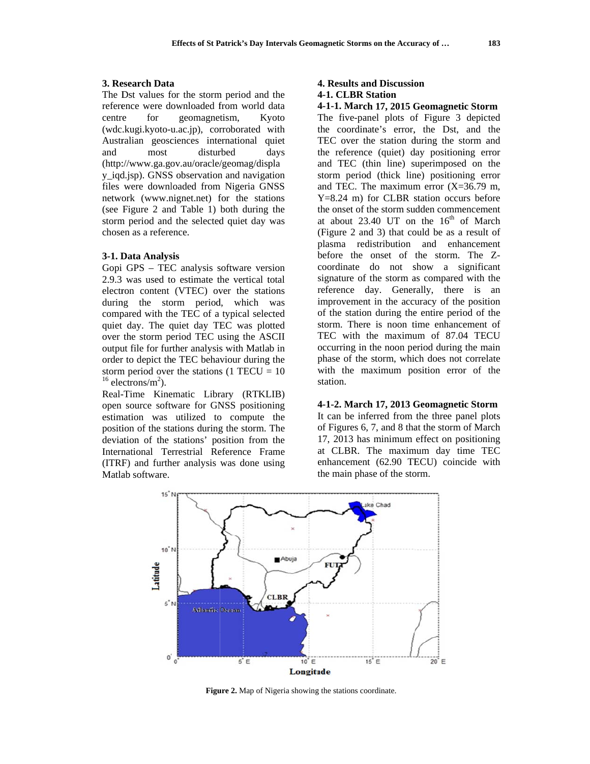### 3. Research Data

The Dst values for the storm period and the reference were downloaded from world data centre for geomagnetism, Kyoto (wdc.kugi.kyoto-u.ac.jp), corroborated with Australian geosciences international quiet and most disturbed days (http://www.ga.gov.au/oracle/geomag/display_iqd.jsp). GNSS observation and navigation files were downloaded from Nigeria GNSS network (www.nignet.net) for the stations (see Figure 2 and Table 1) both during the storm period and the selected quiet day was chosen as a reference.

### 3-1. Data Analysis

Gopi GPS – TEC analysis software version 2.9.3 was used to estimate the vertical total electron content (VTEC) over the stations during the storm period, which was compared with the TEC of a typical selected quiet day. The quiet day TEC was plotted over the storm period TEC using the ASCII output file for further analysis with Matlab in order to depict the TEC behaviour during the storm period over the stations (1 TECU = $10^{16}$ electrons/m$^2$).

Real-Time Kinematic Library (RTKLIB) open source software for GNSS positioning estimation was utilized to compute the position of the stations during the storm. The deviation of the stations' position from the International Terrestrial Reference Frame (ITRF) and further analysis was done using Matlab software.

### 4. Results and Discussion

### 4-1. CLBR Station

#### 4-1-1. March 17, 2015 Geomagnetic Storm

The five-panel plots of Figure 3 depicted the coordinate's error, the Dst, and the TEC over the station during the storm and the reference (quiet) day positioning error and TEC (thin line) superimposed on the storm period (thick line) positioning error and TEC. The maximum error (X=36.79 m, Y=8.24 m) for CLBR station occurs before the onset of the storm sudden commencement at about 23.40 UT on the 16$^{th}$ of March (Figure 2 and 3) that could be as a result of plasma redistribution and enhancement before the onset of the storm. The Z-coordinate do not show a significant signature of the storm as compared with the reference day. Generally, there is an improvement in the accuracy of the position of the station during the entire period of the storm. There is noon time enhancement of TEC with the maximum of 87.04 TECU occurring in the noon period during the main phase of the storm, which does not correlate with the maximum position error of the station.

#### 4-1-2. March 17, 2013 Geomagnetic Storm

It can be inferred from the three panel plots of Figures 6, 7, and 8 that the storm of March 17, 2013 has minimum effect on positioning at CLBR. The maximum day time TEC enhancement (62.90 TECU) coincide with the main phase of the storm.

**Figure 2.** Map of Nigeria showing the stations coordinate.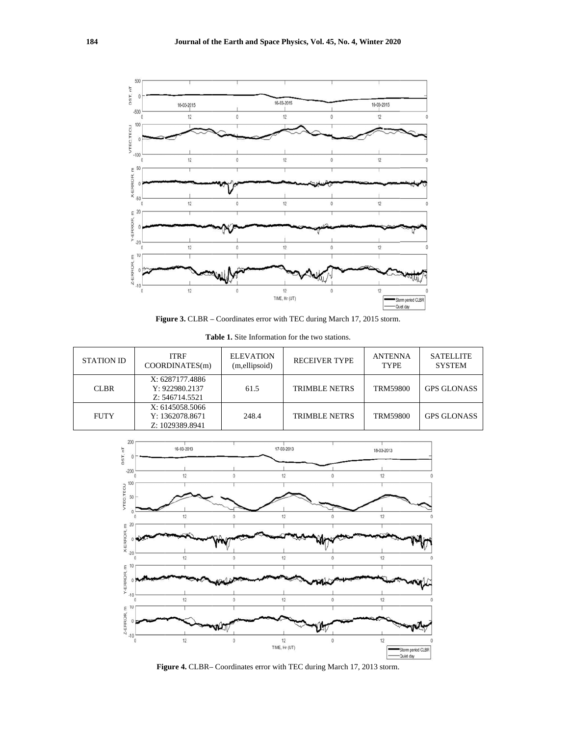**Figure 3.** CLBR – Coordinates error with TEC during March 17, 2015 storm.

**Table 1.** Site Information for the two stations.

| STATION ID | ITRF COORDINATES(m) | ELEVATION (m,ellipsoid) | RECEIVER TYPE | ANTENNA TYPE | SATELLITE SYSTEM |
|---|---|---|---|---|---|
| CLBR | X: 6287177.4886 Y: 922980.2137 Z: 546714.5521 | 61.5 | TRIMBLE NETRS | TRM59800 | GPS GLONASS |
| FUTY | X: 6145058.5066 Y: 1362078.8671 Z: 1029389.8941 | 248.4 | TRIMBLE NETRS | TRM59800 | GPS GLONASS |

**Figure 4.** CLBR– Coordinates error with TEC during March 17, 2013 storm.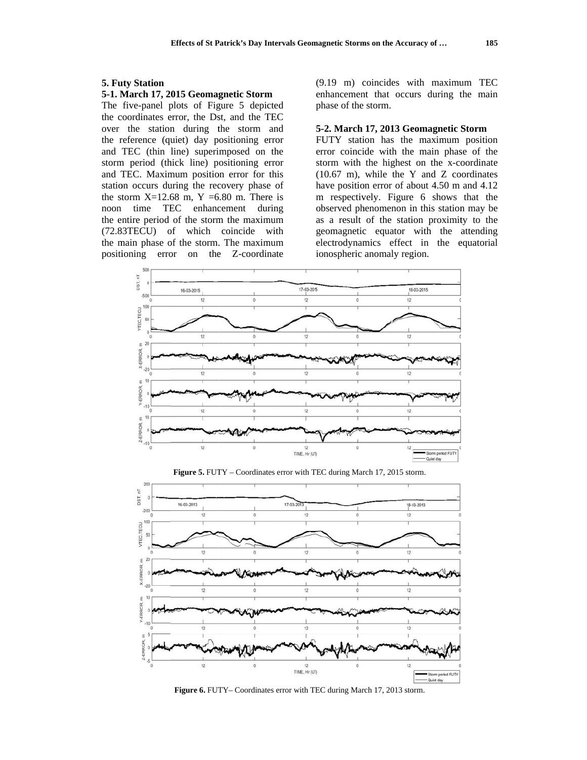## 5. Futy Station

### 5-1. March 17, 2015 Geomagnetic Storm

The five-panel plots of Figure 5 depicted the coordinates error, the Dst, and the TEC over the station during the storm and the reference (quiet) day positioning error and TEC (thin line) superimposed on the storm period (thick line) positioning error and TEC. Maximum position error for this station occurs during the recovery phase of the storm X=12.68 m, Y =6.80 m. There is noon time TEC enhancement during the entire period of the storm the maximum (72.83TECU) of which coincide with the main phase of the storm. The maximum positioning error on the Z-coordinate (9.19 m) coincides with maximum TEC enhancement that occurs during the main phase of the storm.

### 5-2. March 17, 2013 Geomagnetic Storm

FUTY station has the maximum position error coincide with the main phase of the storm with the highest on the x-coordinate (10.67 m), while the Y and Z coordinates have position error of about 4.50 m and 4.12 m respectively. Figure 6 shows that the observed phenomenon in this station may be as a result of the station proximity to the geomagnetic equator with the attending electrodynamics effect in the equatorial ionospheric anomaly region.

**Figure 5.** FUTY – Coordinates error with TEC during March 17, 2015 storm.

**Figure 6.** FUTY– Coordinates error with TEC during March 17, 2013 storm.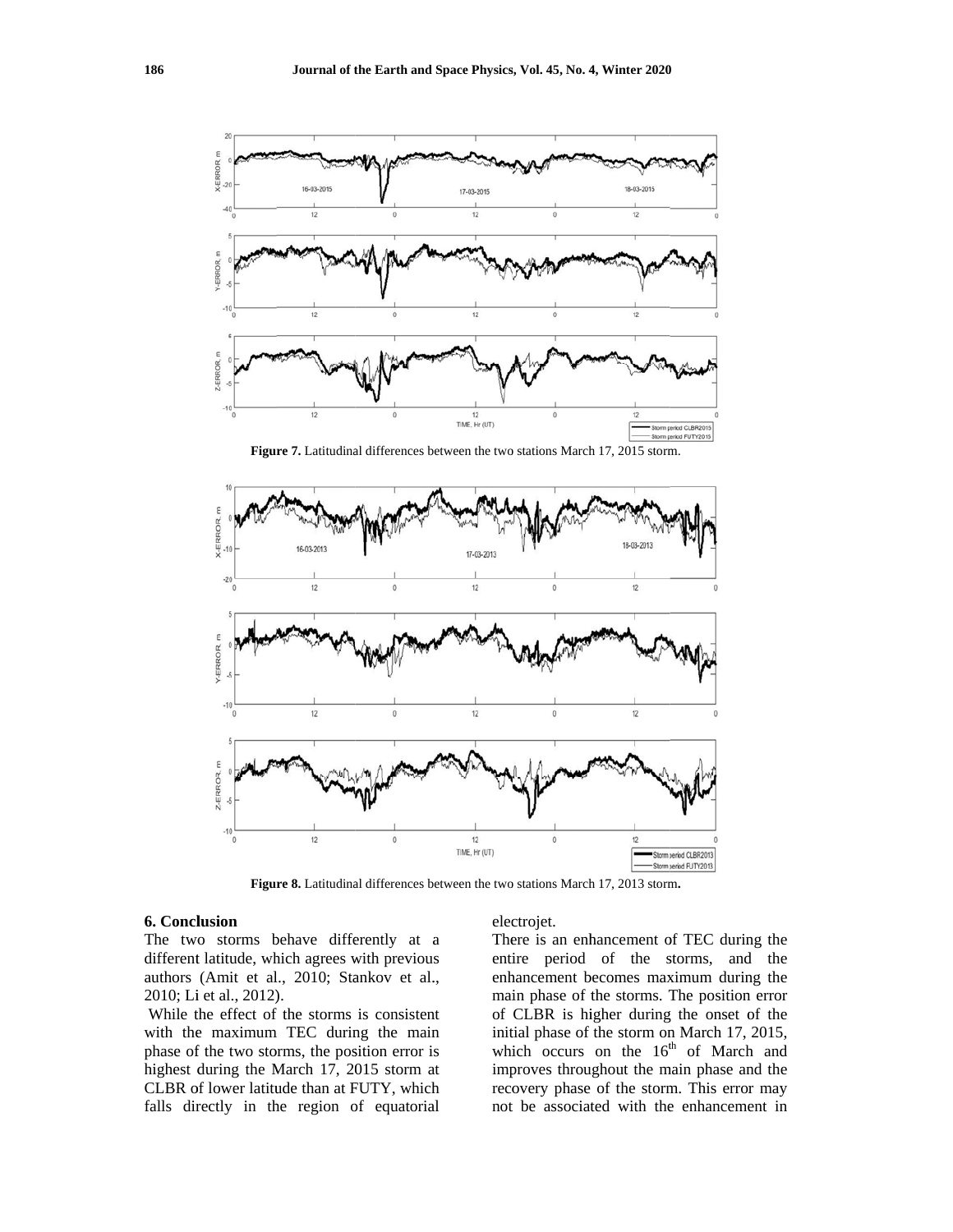**Figure 7.** Latitudinal differences between the two stations March 17, 2015 storm.

**Figure 8.** Latitudinal differences between the two stations March 17, 2013 storm**.**

## 6. Conclusion

The two storms behave differently at a different latitude, which agrees with previous authors (Amit et al., 2010; Stankov et al., 2010; Li et al., 2012).

While the effect of the storms is consistent with the maximum TEC during the main phase of the two storms, the position error is highest during the March 17, 2015 storm at CLBR of lower latitude than at FUTY, which falls directly in the region of equatorial electrojet.

There is an enhancement of TEC during the entire period of the storms, and the enhancement becomes maximum during the main phase of the storms. The position error of CLBR is higher during the onset of the initial phase of the storm on March 17, 2015, which occurs on the 16th of March and improves throughout the main phase and the recovery phase of the storm. This error may not be associated with the enhancement in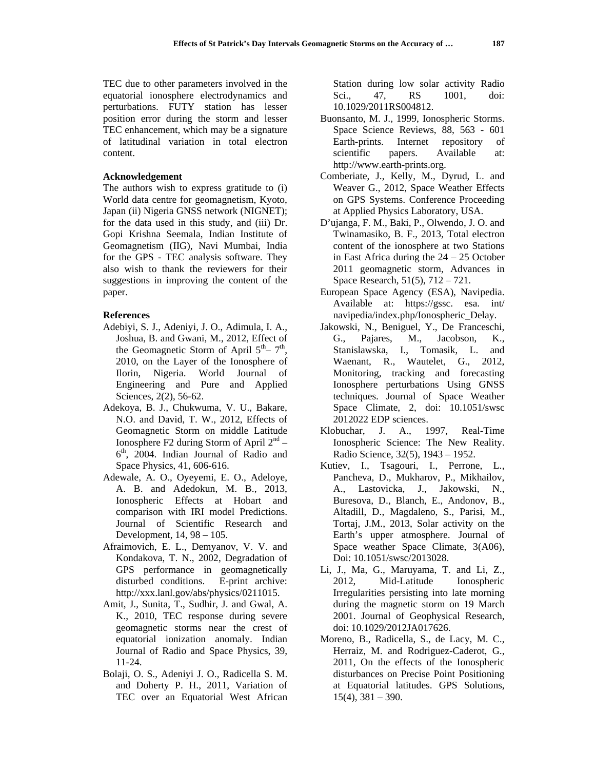TEC due to other parameters involved in the equatorial ionosphere electrodynamics and perturbations. FUTY station has lesser position error during the storm and lesser TEC enhancement, which may be a signature of latitudinal variation in total electron content.

**Acknowledgement**

The authors wish to express gratitude to (i) World data centre for geomagnetism, Kyoto, Japan (ii) Nigeria GNSS network (NIGNET); for the data used in this study, and (iii) Dr. Gopi Krishna Seemala, Indian Institute of Geomagnetism (IIG), Navi Mumbai, India for the GPS - TEC analysis software. They also wish to thank the reviewers for their suggestions in improving the content of the paper.

**References**

Adebiyi, S. J., Adeniyi, J. O., Adimula, I. A., Joshua, B. and Gwani, M., 2012, Effect of the Geomagnetic Storm of April 5th – 7th, 2010, on the Layer of the Ionosphere of Ilorin, Nigeria. World Journal of Engineering and Pure and Applied Sciences, 2(2), 56-62.

Adekoya, B. J., Chukwuma, V. U., Bakare, N.O. and David, T. W., 2012, Effects of Geomagnetic Storm on middle Latitude Ionosphere F2 during Storm of April 2nd – 6th, 2004. Indian Journal of Radio and Space Physics, 41, 606-616.

Adewale, A. O., Oyeyemi, E. O., Adeloye, A. B. and Adedokun, M. B., 2013, Ionospheric Effects at Hobart and comparison with IRI model Predictions. Journal of Scientific Research and Development, 14, 98 – 105.

Afraimovich, E. L., Demyanov, V. V. and Kondakova, T. N., 2002, Degradation of GPS performance in geomagnetically disturbed conditions. E-print archive: http://xxx.lanl.gov/abs/physics/0211015.

Amit, J., Sunita, T., Sudhir, J. and Gwal, A. K., 2010, TEC response during severe geomagnetic storms near the crest of equatorial ionization anomaly. Indian Journal of Radio and Space Physics, 39, 11-24.

Bolaji, O. S., Adeniyi J. O., Radicella S. M. and Doherty P. H., 2011, Variation of TEC over an Equatorial West African Station during low solar activity Radio Sci., 47, RS 1001, doi: 10.1029/2011RS004812.

Buonsanto, M. J., 1999, Ionospheric Storms. Space Science Reviews, 88, 563 - 601 Earth-prints. Internet repository of scientific papers. Available at: http://www.earth-prints.org.

Comberiate, J., Kelly, M., Dyrud, L. and Weaver G., 2012, Space Weather Effects on GPS Systems. Conference Proceeding at Applied Physics Laboratory, USA.

D'ujanga, F. M., Baki, P., Olwendo, J. O. and Twinamasiko, B. F., 2013, Total electron content of the ionosphere at two Stations in East Africa during the 24 – 25 October 2011 geomagnetic storm, Advances in Space Research, 51(5), 712 – 721.

European Space Agency (ESA), Navipedia. Available at: https://gssc. esa. int/ navipedia/index.php/Ionospheric_Delay.

Jakowski, N., Beniguel, Y., De Franceschi, G., Pajares, M., Jacobson, K., Stanislawska, I., Tomasik, L. and Waenant, R., Wautelet, G., 2012, Monitoring, tracking and forecasting Ionosphere perturbations Using GNSS techniques. Journal of Space Weather Space Climate, 2, doi: 10.1051/swsc 2012022 EDP sciences.

Klobuchar, J. A., 1997, Real-Time Ionospheric Science: The New Reality. Radio Science, 32(5), 1943 – 1952.

Kutiev, I., Tsagouri, I., Perrone, L., Pancheva, D., Mukharov, P., Mikhailov, A., Lastovicka, J., Jakowski, N., Buresova, D., Blanch, E., Andonov, B., Altadill, D., Magdaleno, S., Parisi, M., Tortaj, J.M., 2013, Solar activity on the Earth's upper atmosphere. Journal of Space weather Space Climate, 3(A06), Doi: 10.1051/swsc/2013028.

Li, J., Ma, G., Maruyama, T. and Li, Z., 2012, Mid-Latitude Ionospheric Irregularities persisting into late morning during the magnetic storm on 19 March 2001. Journal of Geophysical Research, doi: 10.1029/2012JA017626.

Moreno, B., Radicella, S., de Lacy, M. C., Herraiz, M. and Rodriguez-Caderot, G., 2011, On the effects of the Ionospheric disturbances on Precise Point Positioning at Equatorial latitudes. GPS Solutions, 15(4), 381 – 390.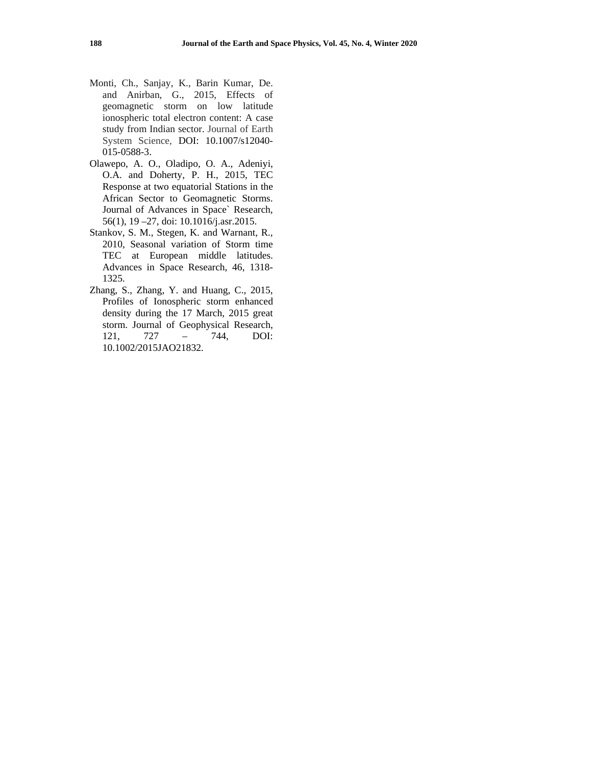Monti, Ch., Sanjay, K., Barin Kumar, De. and Anirban, G., 2015, Effects of geomagnetic storm on low latitude ionospheric total electron content: A case study from Indian sector. Journal of Earth System Science, DOI: 10.1007/s12040-015-0588-3.

Olawepo, A. O., Oladipo, O. A., Adeniyi, O.A. and Doherty, P. H., 2015, TEC Response at two equatorial Stations in the African Sector to Geomagnetic Storms. Journal of Advances in Space` Research, 56(1), 19 –27, doi: 10.1016/j.asr.2015.

Stankov, S. M., Stegen, K. and Warnant, R., 2010, Seasonal variation of Storm time TEC at European middle latitudes. Advances in Space Research, 46, 1318-1325.

Zhang, S., Zhang, Y. and Huang, C., 2015, Profiles of Ionospheric storm enhanced density during the 17 March, 2015 great storm. Journal of Geophysical Research, 121, 727 – 744, DOI: 10.1002/2015JAO21832.